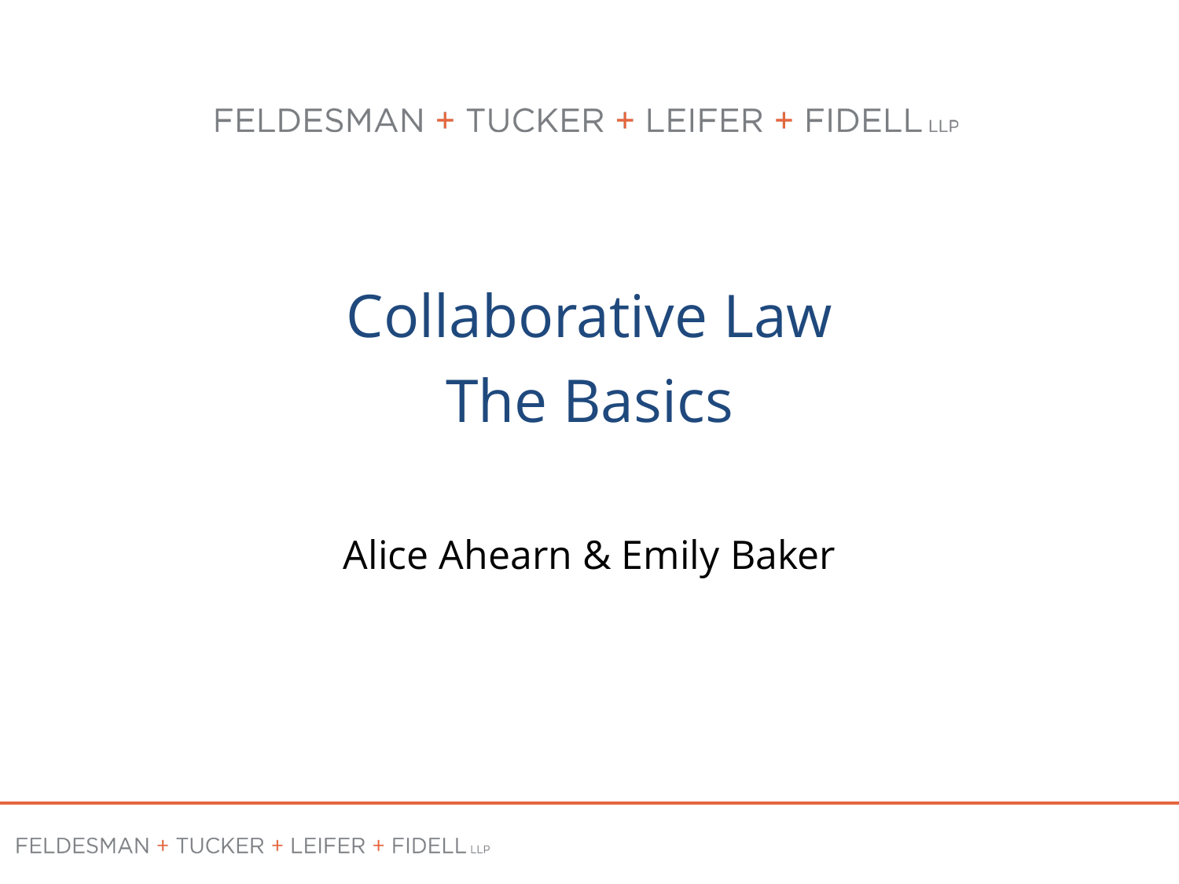FELDESMAN + TUCKER + LEIFER + FIDELL LLP

# Collaborative Law
# The Basics

Alice Ahearn & Emily Baker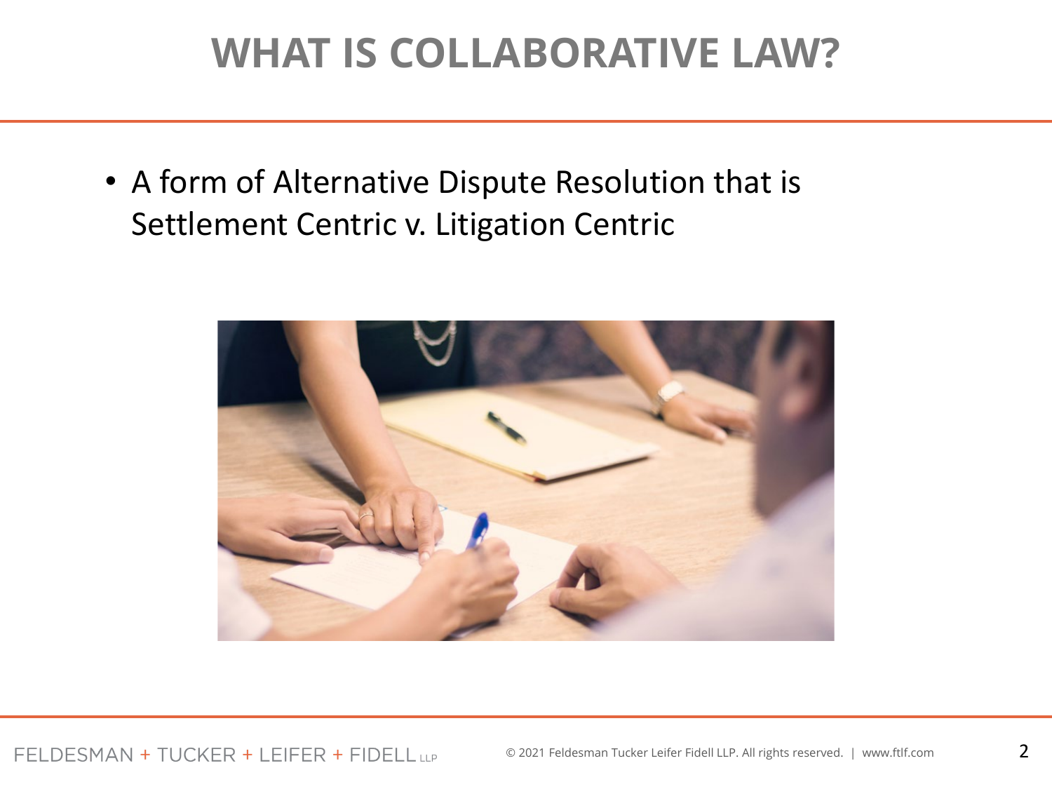# WHAT IS COLLABORATIVE LAW?

- A form of Alternative Dispute Resolution that is Settlement Centric v. Litigation Centric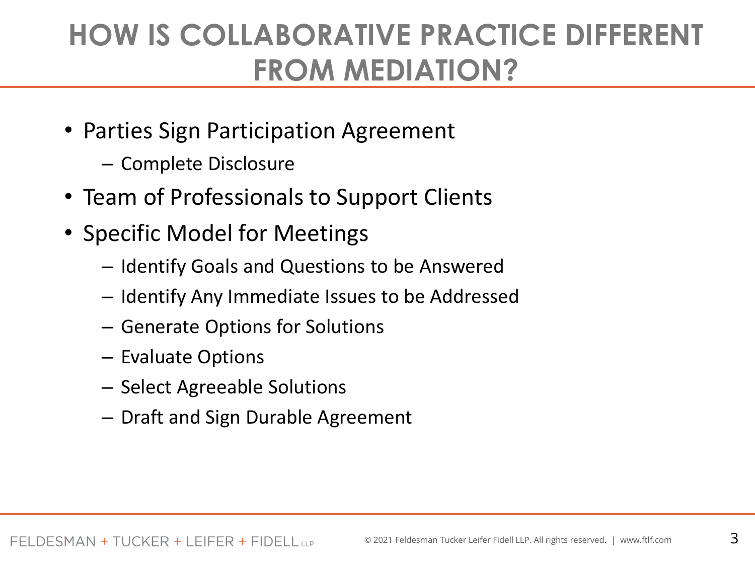# HOW IS COLLABORATIVE PRACTICE DIFFERENT FROM MEDIATION?

- Parties Sign Participation Agreement
  - Complete Disclosure
- Team of Professionals to Support Clients
- Specific Model for Meetings
  - Identify Goals and Questions to be Answered
  - Identify Any Immediate Issues to be Addressed
  - Generate Options for Solutions
  - Evaluate Options
  - Select Agreeable Solutions
  - Draft and Sign Durable Agreement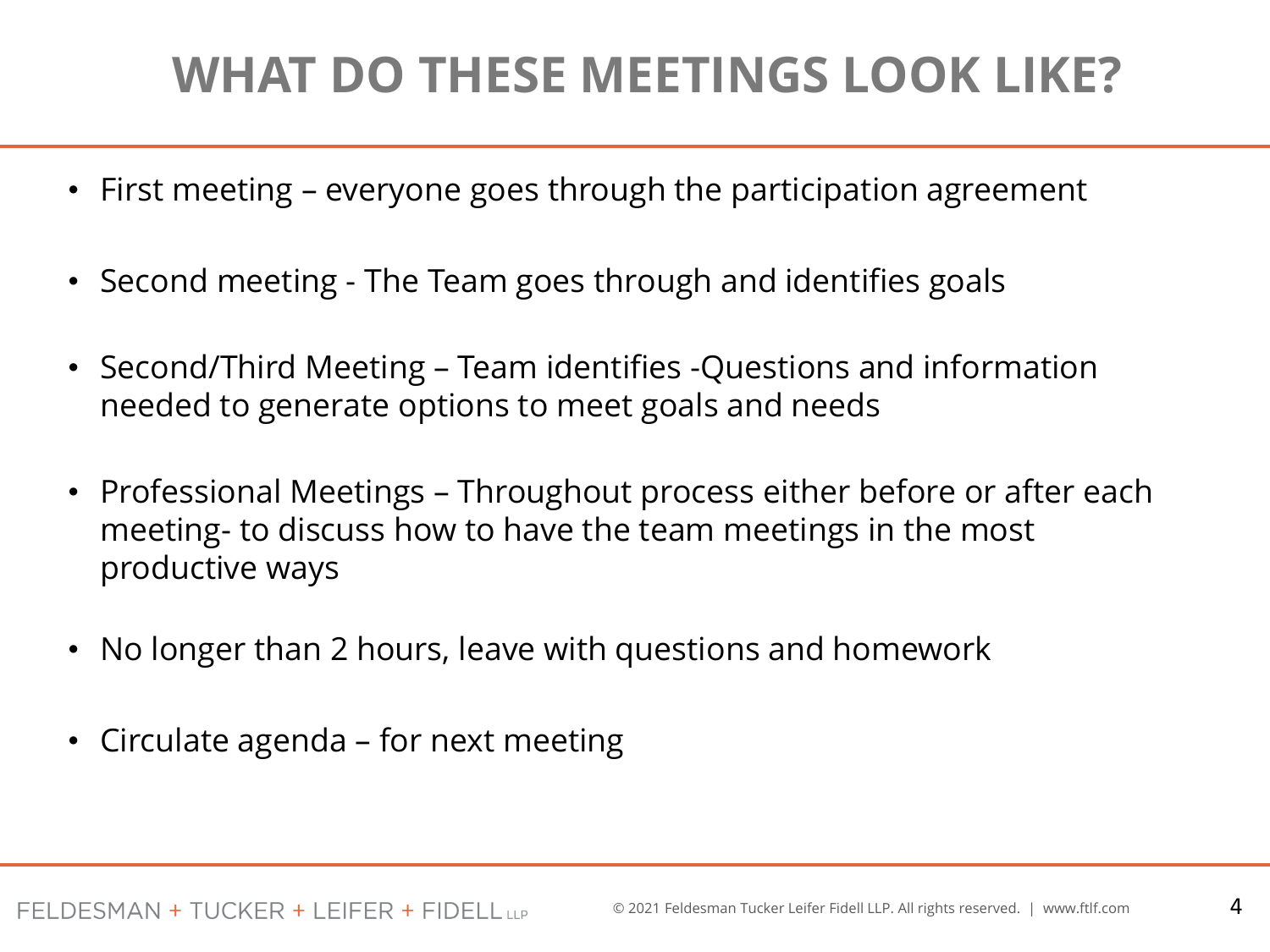# WHAT DO THESE MEETINGS LOOK LIKE?

- First meeting – everyone goes through the participation agreement
- Second meeting - The Team goes through and identifies goals
- Second/Third Meeting – Team identifies -Questions and information needed to generate options to meet goals and needs
- Professional Meetings – Throughout process either before or after each meeting- to discuss how to have the team meetings in the most productive ways
- No longer than 2 hours, leave with questions and homework
- Circulate agenda – for next meeting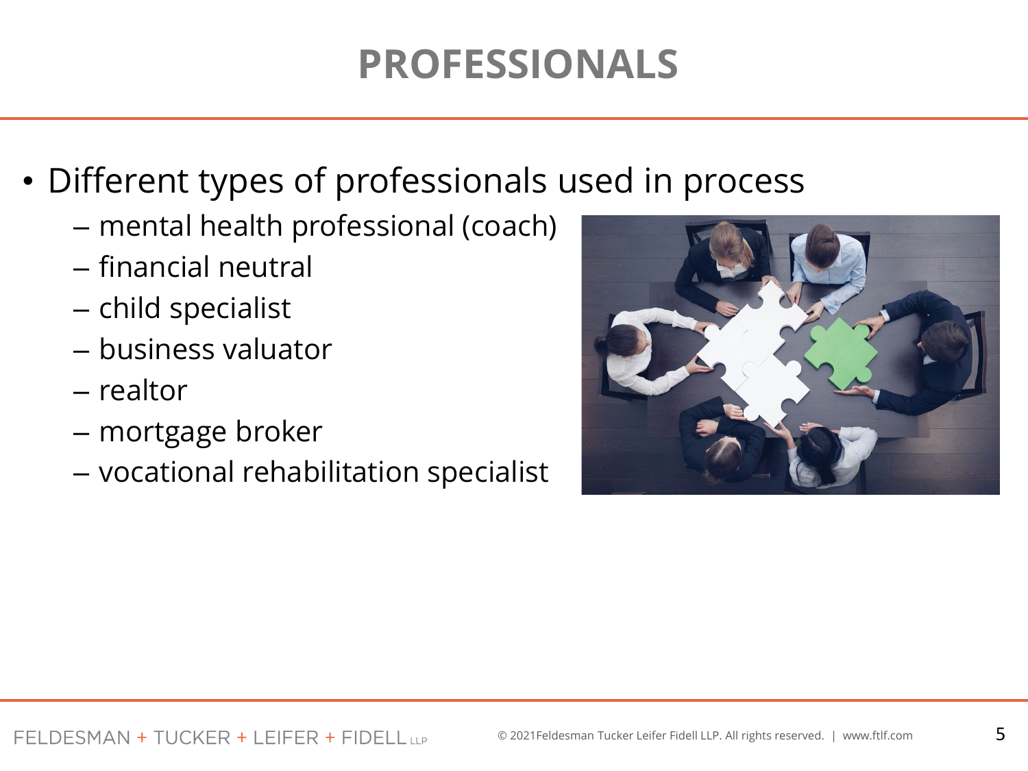# PROFESSIONALS

- Different types of professionals used in process
  - mental health professional (coach)
  - financial neutral
  - child specialist
  - business valuator
  - realtor
  - mortgage broker
  - vocational rehabilitation specialist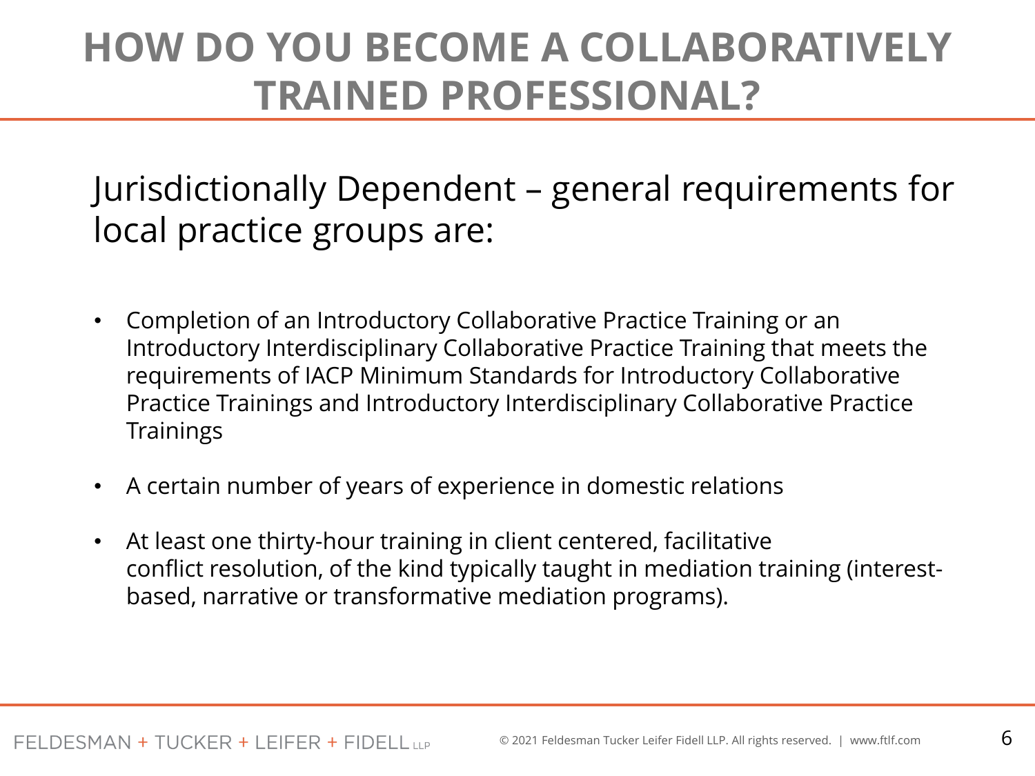# HOW DO YOU BECOME A COLLABORATIVELY TRAINED PROFESSIONAL?

Jurisdictionally Dependent – general requirements for local practice groups are:

- Completion of an Introductory Collaborative Practice Training or an Introductory Interdisciplinary Collaborative Practice Training that meets the requirements of IACP Minimum Standards for Introductory Collaborative Practice Trainings and Introductory Interdisciplinary Collaborative Practice Trainings
- A certain number of years of experience in domestic relations
- At least one thirty-hour training in client centered, facilitative conflict resolution, of the kind typically taught in mediation training (interest-based, narrative or transformative mediation programs).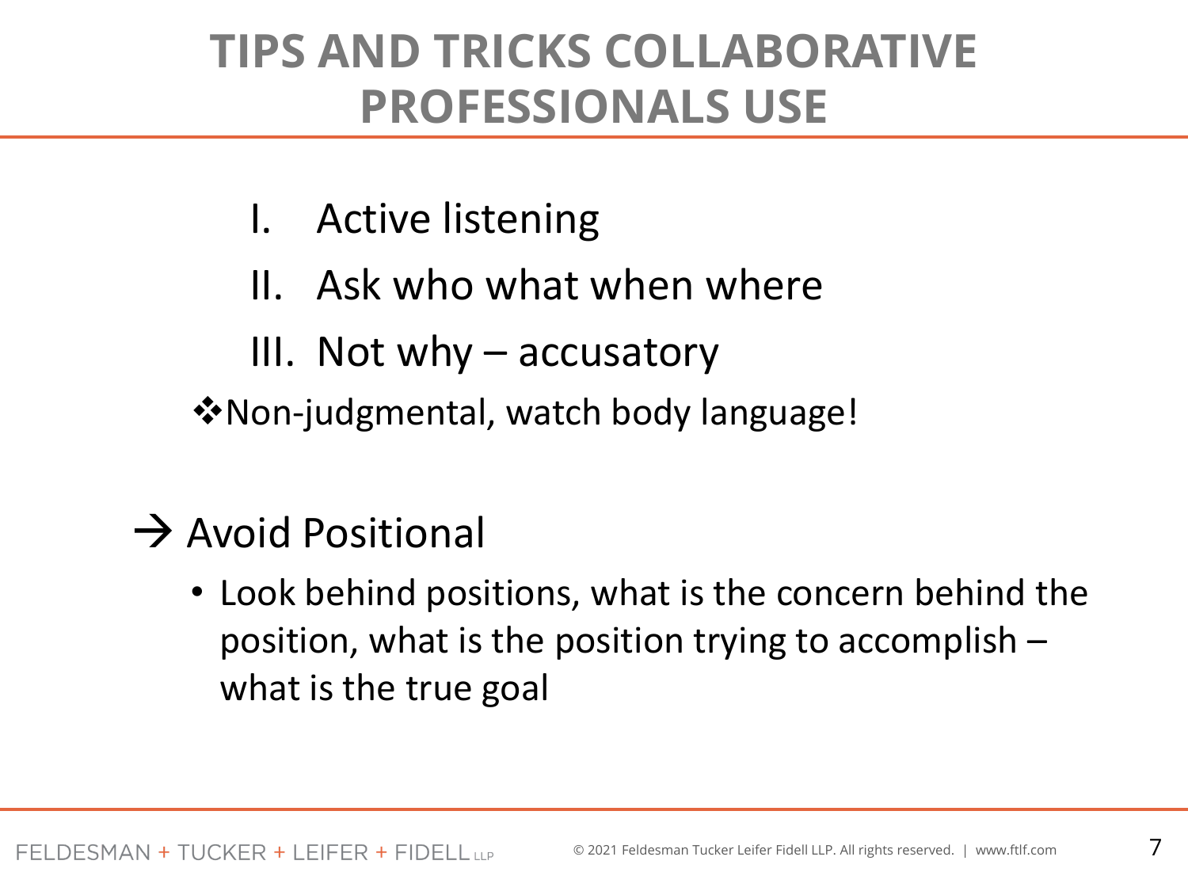# TIPS AND TRICKS COLLABORATIVE PROFESSIONALS USE

I. Active listening
II. Ask who what when where
III. Not why – accusatory

❖Non-judgmental, watch body language!

→ Avoid Positional

- Look behind positions, what is the concern behind the position, what is the position trying to accomplish – what is the true goal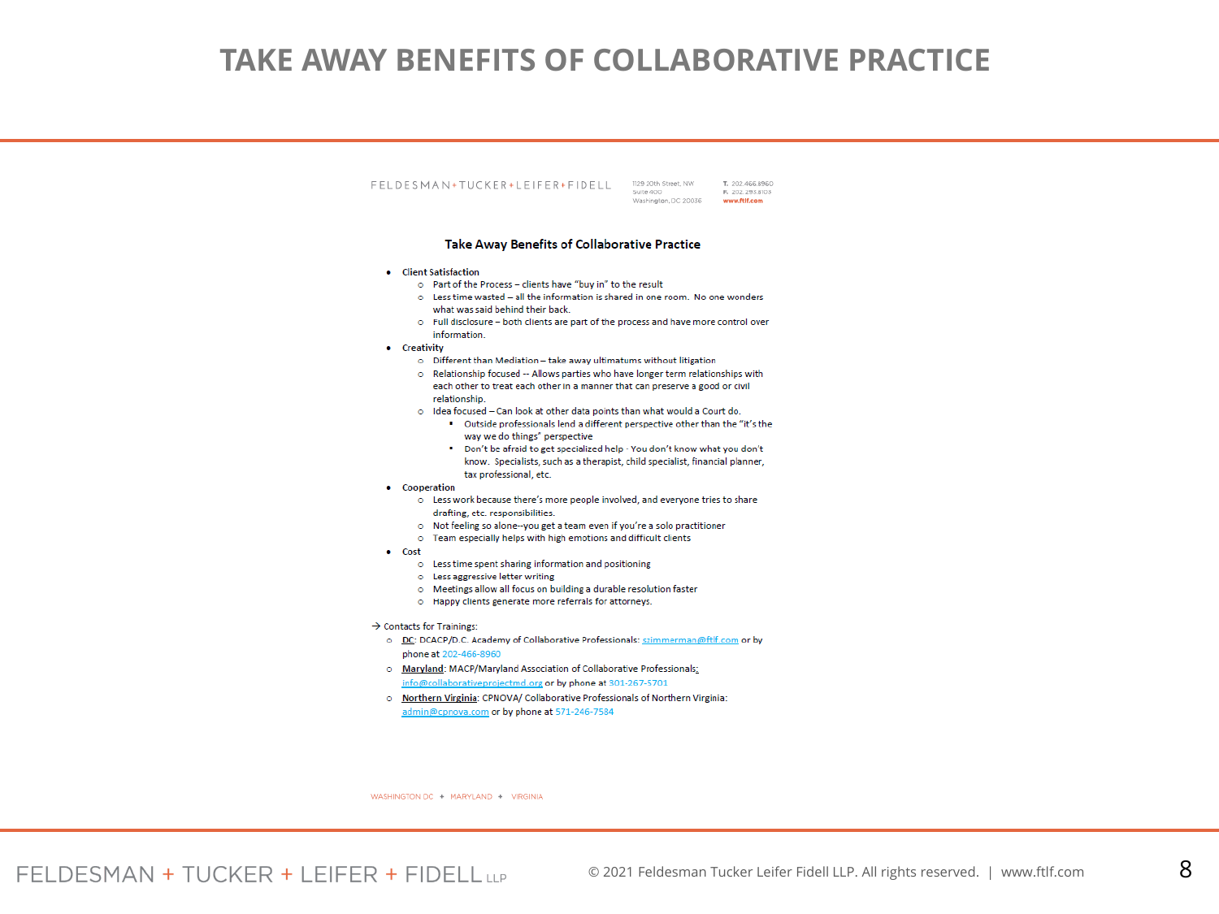# TAKE AWAY BENEFITS OF COLLABORATIVE PRACTICE

FELDESMAN + TUCKER + LEIFER + FIDELL

1129 20th Street, NW
Suite 400
Washington, DC 20036

T. 202.466.8960
F. 202.293.8103
www.ftlf.com

## Take Away Benefits of Collaborative Practice

- **Client Satisfaction**
  - Part of the Process – clients have "buy in" to the result
  - Less time wasted – all the information is shared in one room. No one wonders what was said behind their back.
  - Full disclosure – both clients are part of the process and have more control over information.
- **Creativity**
  - Different than Mediation – take away ultimatums without litigation
  - Relationship focused -- Allows parties who have longer term relationships with each other to treat each other in a manner that can preserve a good or civil relationship.
  - Idea focused – Can look at other data points than what would a Court do.
    - Outside professionals lend a different perspective other than the "it's the way we do things" perspective
    - Don't be afraid to get specialized help - You don't know what you don't know. Specialists, such as a therapist, child specialist, financial planner, tax professional, etc.
- **Cooperation**
  - Less work because there's more people involved, and everyone tries to share drafting, etc. responsibilities.
  - Not feeling so alone--you get a team even if you're a solo practitioner
  - Team especially helps with high emotions and difficult clients
- **Cost**
  - Less time spent sharing information and positioning
  - Less aggressive letter writing
  - Meetings allow all focus on building a durable resolution faster
  - Happy clients generate more referrals for attorneys.

→ Contacts for Trainings:

- <u>DC</u>: DCACP/D.C. Academy of Collaborative Professionals: szimmerman@ftlf.com or by phone at 202-466-8960
- <u>Maryland</u>: MACP/Maryland Association of Collaborative Professionals: info@collaborativeprojectmd.org or by phone at 301-267-5701
- <u>Northern Virginia</u>: CPNOVA/ Collaborative Professionals of Northern Virginia: admin@cpnova.com or by phone at 571-246-7584

WASHINGTON DC + MARYLAND + VIRGINIA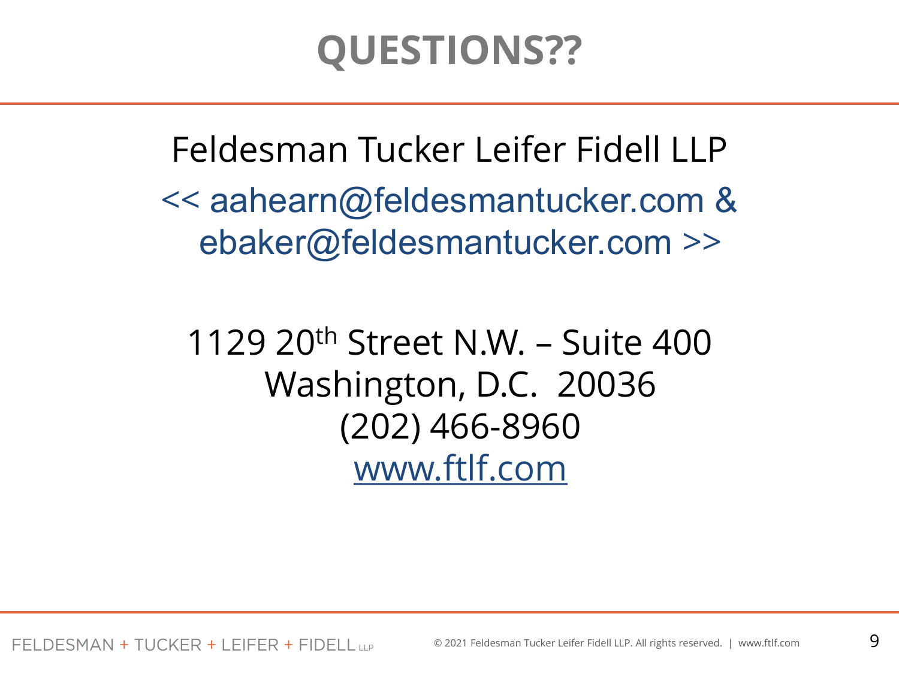# QUESTIONS??

Feldesman Tucker Leifer Fidell LLP

<< aahearn@feldesmantucker.com & ebaker@feldesmantucker.com >>

1129 20th Street N.W. – Suite 400
Washington, D.C. 20036
(202) 466-8960
www.ftlf.com